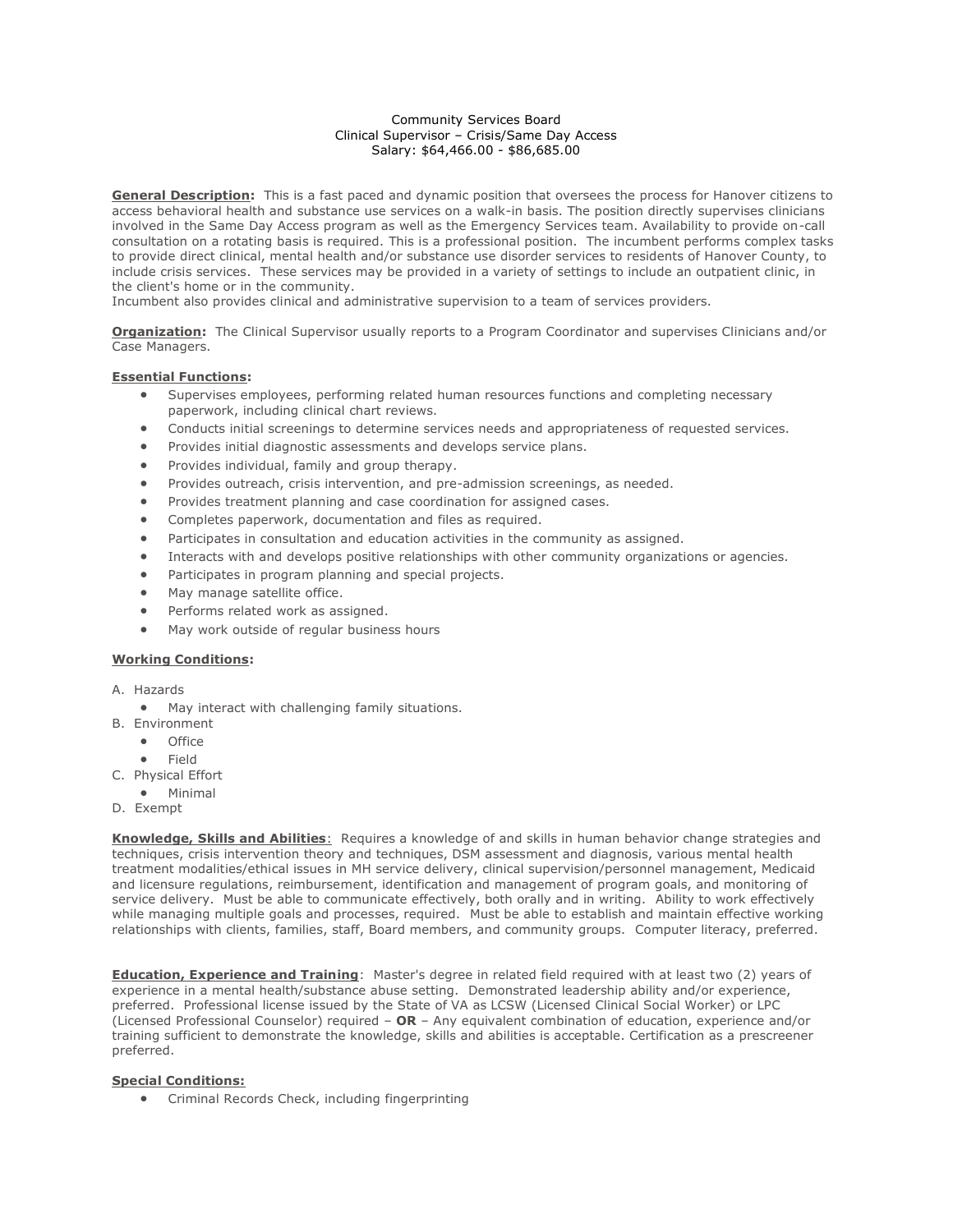# Community Services Board
## Clinical Supervisor – Crisis/Same Day Access
### Salary: $64,466.00 - $86,685.00

**General Description:** This is a fast paced and dynamic position that oversees the process for Hanover citizens to access behavioral health and substance use services on a walk-in basis. The position directly supervises clinicians involved in the Same Day Access program as well as the Emergency Services team. Availability to provide on-call consultation on a rotating basis is required. This is a professional position. The incumbent performs complex tasks to provide direct clinical, mental health and/or substance use disorder services to residents of Hanover County, to include crisis services. These services may be provided in a variety of settings to include an outpatient clinic, in the client's home or in the community.
Incumbent also provides clinical and administrative supervision to a team of services providers.

**Organization:** The Clinical Supervisor usually reports to a Program Coordinator and supervises Clinicians and/or Case Managers.

**Essential Functions:**

- Supervises employees, performing related human resources functions and completing necessary paperwork, including clinical chart reviews.
- Conducts initial screenings to determine services needs and appropriateness of requested services.
- Provides initial diagnostic assessments and develops service plans.
- Provides individual, family and group therapy.
- Provides outreach, crisis intervention, and pre-admission screenings, as needed.
- Provides treatment planning and case coordination for assigned cases.
- Completes paperwork, documentation and files as required.
- Participates in consultation and education activities in the community as assigned.
- Interacts with and develops positive relationships with other community organizations or agencies.
- Participates in program planning and special projects.
- May manage satellite office.
- Performs related work as assigned.
- May work outside of regular business hours

**Working Conditions:**

A. Hazards
   - May interact with challenging family situations.

B. Environment
   - Office
   - Field

C. Physical Effort
   - Minimal

D. Exempt

**Knowledge, Skills and Abilities**: Requires a knowledge of and skills in human behavior change strategies and techniques, crisis intervention theory and techniques, DSM assessment and diagnosis, various mental health treatment modalities/ethical issues in MH service delivery, clinical supervision/personnel management, Medicaid and licensure regulations, reimbursement, identification and management of program goals, and monitoring of service delivery. Must be able to communicate effectively, both orally and in writing. Ability to work effectively while managing multiple goals and processes, required. Must be able to establish and maintain effective working relationships with clients, families, staff, Board members, and community groups. Computer literacy, preferred.

**Education, Experience and Training**: Master's degree in related field required with at least two (2) years of experience in a mental health/substance abuse setting. Demonstrated leadership ability and/or experience, preferred. Professional license issued by the State of VA as LCSW (Licensed Clinical Social Worker) or LPC (Licensed Professional Counselor) required – **OR** – Any equivalent combination of education, experience and/or training sufficient to demonstrate the knowledge, skills and abilities is acceptable. Certification as a prescreener preferred.

**Special Conditions:**

- Criminal Records Check, including fingerprinting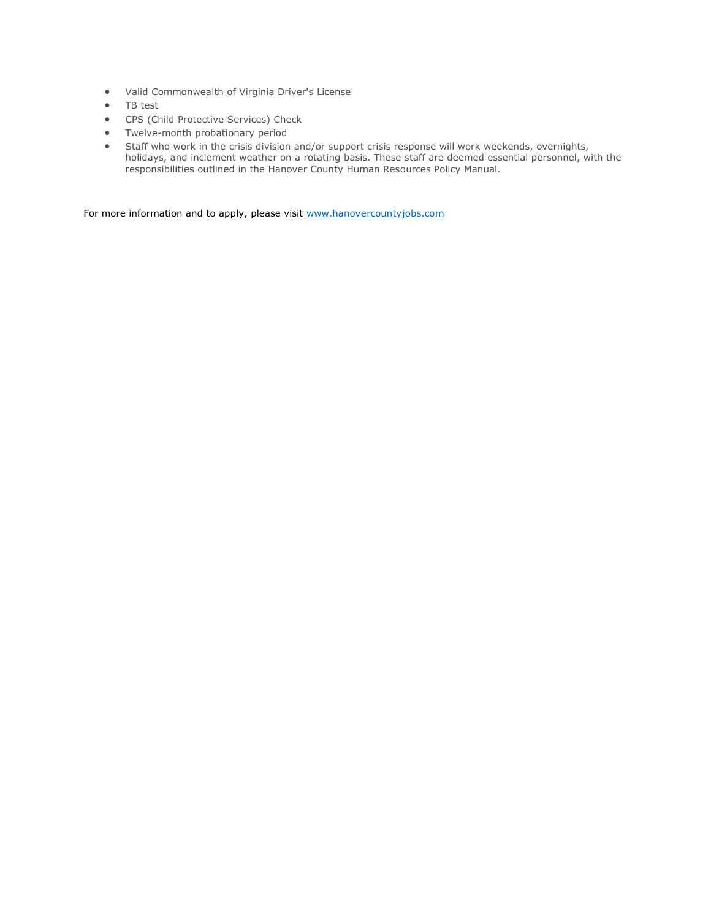- Valid Commonwealth of Virginia Driver's License
- TB test
- CPS (Child Protective Services) Check
- Twelve-month probationary period
- Staff who work in the crisis division and/or support crisis response will work weekends, overnights, holidays, and inclement weather on a rotating basis. These staff are deemed essential personnel, with the responsibilities outlined in the Hanover County Human Resources Policy Manual.

For more information and to apply, please visit [www.hanovercountyjobs.com](http://www.hanovercountyjobs.com)